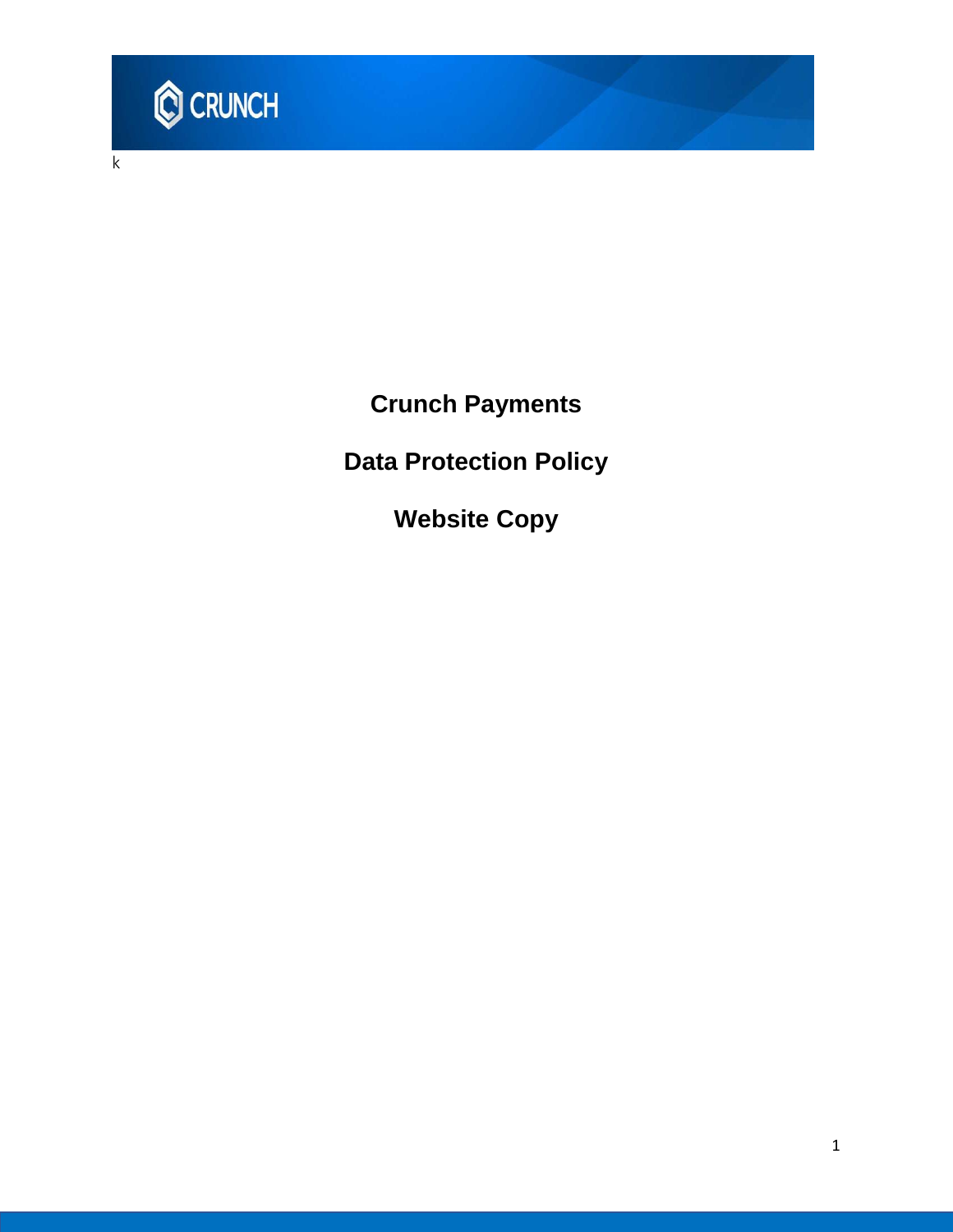k

# Crunch Payments

# Data Protection Policy

# Website Copy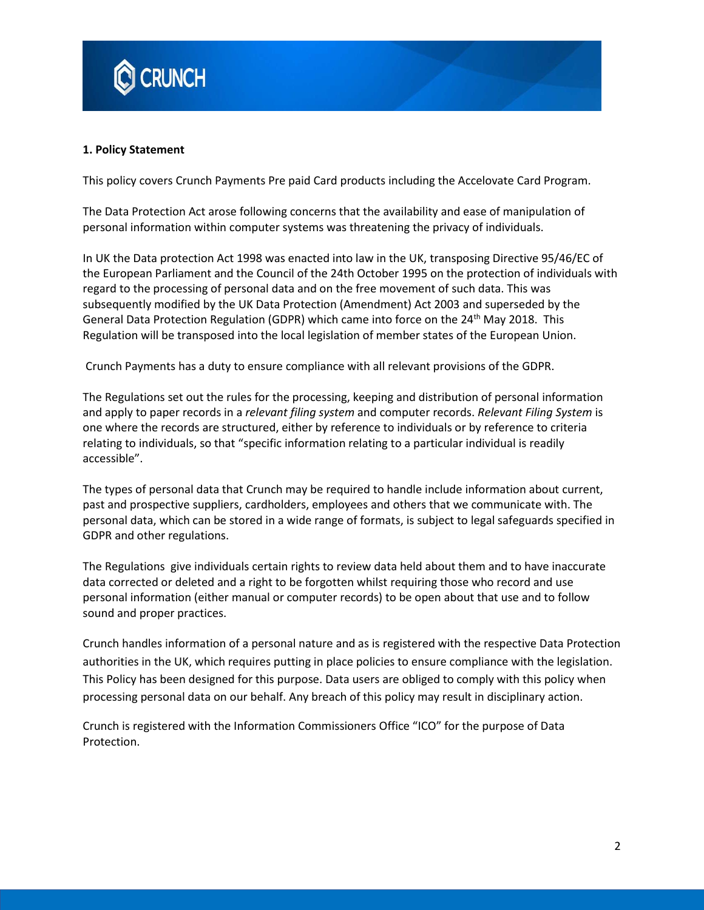CRUNCH

## 1. Policy Statement

This policy covers Crunch Payments Pre paid Card products including the Accelovate Card Program.

The Data Protection Act arose following concerns that the availability and ease of manipulation of personal information within computer systems was threatening the privacy of individuals.

In UK the Data protection Act 1998 was enacted into law in the UK, transposing Directive 95/46/EC of the European Parliament and the Council of the 24th October 1995 on the protection of individuals with regard to the processing of personal data and on the free movement of such data. This was subsequently modified by the UK Data Protection (Amendment) Act 2003 and superseded by the General Data Protection Regulation (GDPR) which came into force on the 24th May 2018. This Regulation will be transposed into the local legislation of member states of the European Union.

Crunch Payments has a duty to ensure compliance with all relevant provisions of the GDPR.

The Regulations set out the rules for the processing, keeping and distribution of personal information and apply to paper records in a *relevant filing system* and computer records. *Relevant Filing System* is one where the records are structured, either by reference to individuals or by reference to criteria relating to individuals, so that "specific information relating to a particular individual is readily accessible".

The types of personal data that Crunch may be required to handle include information about current, past and prospective suppliers, cardholders, employees and others that we communicate with. The personal data, which can be stored in a wide range of formats, is subject to legal safeguards specified in GDPR and other regulations.

The Regulations give individuals certain rights to review data held about them and to have inaccurate data corrected or deleted and a right to be forgotten whilst requiring those who record and use personal information (either manual or computer records) to be open about that use and to follow sound and proper practices.

Crunch handles information of a personal nature and as is registered with the respective Data Protection authorities in the UK, which requires putting in place policies to ensure compliance with the legislation. This Policy has been designed for this purpose. Data users are obliged to comply with this policy when processing personal data on our behalf. Any breach of this policy may result in disciplinary action.

Crunch is registered with the Information Commissioners Office "ICO" for the purpose of Data Protection.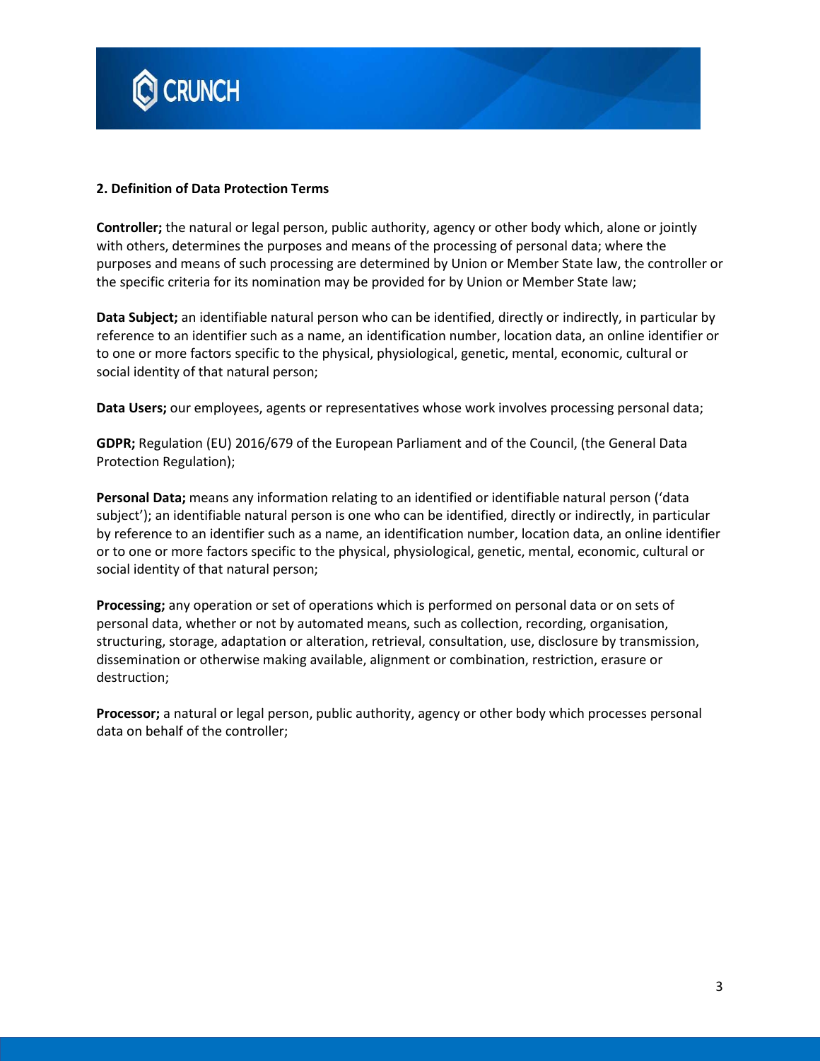## 2. Definition of Data Protection Terms

**Controller;** the natural or legal person, public authority, agency or other body which, alone or jointly with others, determines the purposes and means of the processing of personal data; where the purposes and means of such processing are determined by Union or Member State law, the controller or the specific criteria for its nomination may be provided for by Union or Member State law;

**Data Subject;** an identifiable natural person who can be identified, directly or indirectly, in particular by reference to an identifier such as a name, an identification number, location data, an online identifier or to one or more factors specific to the physical, physiological, genetic, mental, economic, cultural or social identity of that natural person;

**Data Users;** our employees, agents or representatives whose work involves processing personal data;

**GDPR;** Regulation (EU) 2016/679 of the European Parliament and of the Council, (the General Data Protection Regulation);

**Personal Data;** means any information relating to an identified or identifiable natural person ('data subject'); an identifiable natural person is one who can be identified, directly or indirectly, in particular by reference to an identifier such as a name, an identification number, location data, an online identifier or to one or more factors specific to the physical, physiological, genetic, mental, economic, cultural or social identity of that natural person;

**Processing;** any operation or set of operations which is performed on personal data or on sets of personal data, whether or not by automated means, such as collection, recording, organisation, structuring, storage, adaptation or alteration, retrieval, consultation, use, disclosure by transmission, dissemination or otherwise making available, alignment or combination, restriction, erasure or destruction;

**Processor;** a natural or legal person, public authority, agency or other body which processes personal data on behalf of the controller;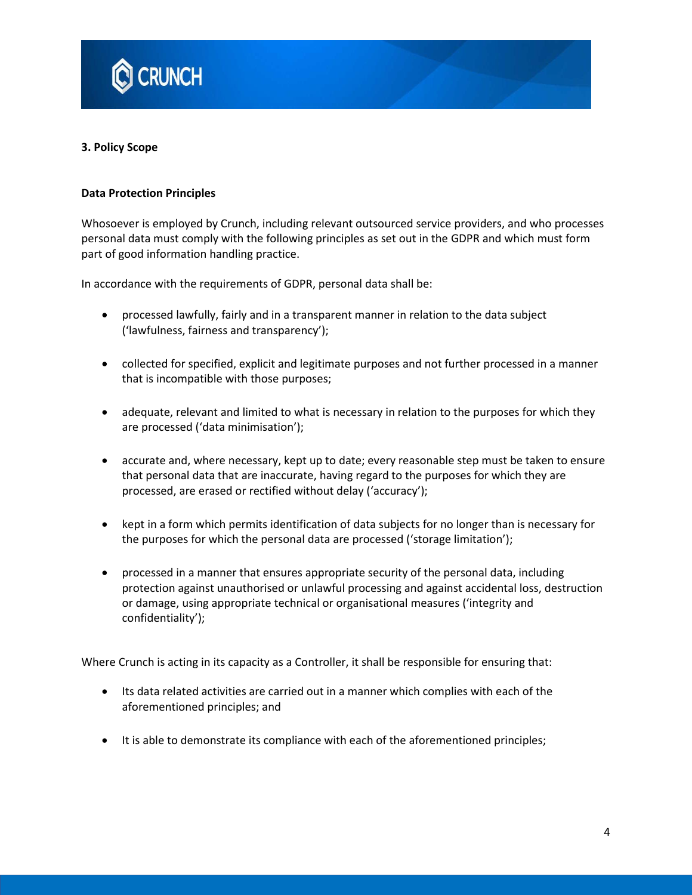## 3. Policy Scope

### Data Protection Principles

Whosoever is employed by Crunch, including relevant outsourced service providers, and who processes personal data must comply with the following principles as set out in the GDPR and which must form part of good information handling practice.

In accordance with the requirements of GDPR, personal data shall be:

- processed lawfully, fairly and in a transparent manner in relation to the data subject ('lawfulness, fairness and transparency');
- collected for specified, explicit and legitimate purposes and not further processed in a manner that is incompatible with those purposes;
- adequate, relevant and limited to what is necessary in relation to the purposes for which they are processed ('data minimisation');
- accurate and, where necessary, kept up to date; every reasonable step must be taken to ensure that personal data that are inaccurate, having regard to the purposes for which they are processed, are erased or rectified without delay ('accuracy');
- kept in a form which permits identification of data subjects for no longer than is necessary for the purposes for which the personal data are processed ('storage limitation');
- processed in a manner that ensures appropriate security of the personal data, including protection against unauthorised or unlawful processing and against accidental loss, destruction or damage, using appropriate technical or organisational measures ('integrity and confidentiality');

Where Crunch is acting in its capacity as a Controller, it shall be responsible for ensuring that:

- Its data related activities are carried out in a manner which complies with each of the aforementioned principles; and
- It is able to demonstrate its compliance with each of the aforementioned principles;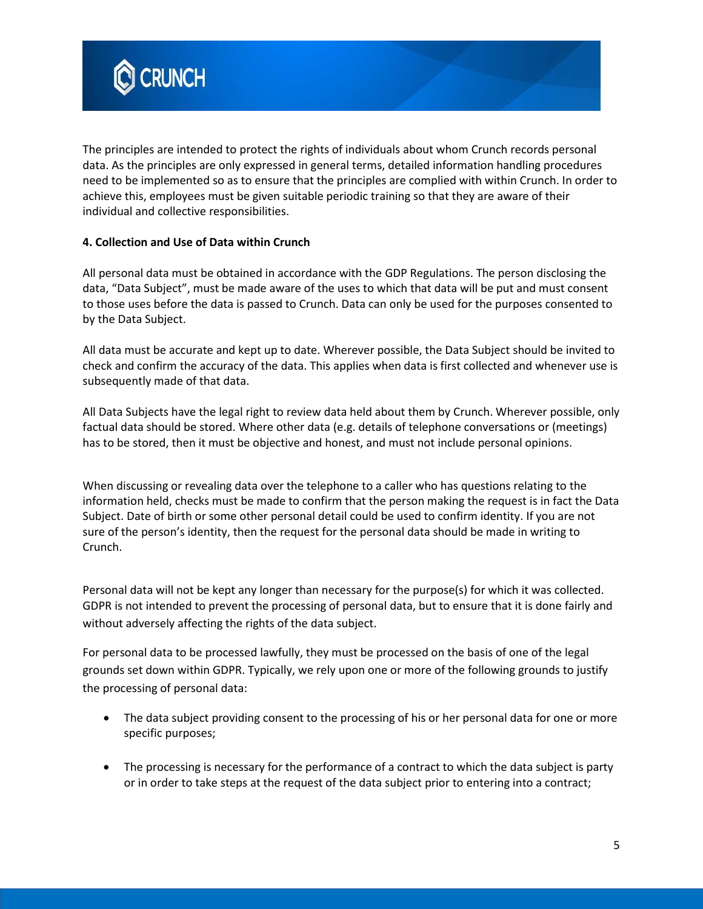The principles are intended to protect the rights of individuals about whom Crunch records personal data. As the principles are only expressed in general terms, detailed information handling procedures need to be implemented so as to ensure that the principles are complied with within Crunch. In order to achieve this, employees must be given suitable periodic training so that they are aware of their individual and collective responsibilities.

**4. Collection and Use of Data within Crunch**

All personal data must be obtained in accordance with the GDP Regulations. The person disclosing the data, "Data Subject", must be made aware of the uses to which that data will be put and must consent to those uses before the data is passed to Crunch. Data can only be used for the purposes consented to by the Data Subject.

All data must be accurate and kept up to date. Wherever possible, the Data Subject should be invited to check and confirm the accuracy of the data. This applies when data is first collected and whenever use is subsequently made of that data.

All Data Subjects have the legal right to review data held about them by Crunch. Wherever possible, only factual data should be stored. Where other data (e.g. details of telephone conversations or (meetings) has to be stored, then it must be objective and honest, and must not include personal opinions.

When discussing or revealing data over the telephone to a caller who has questions relating to the information held, checks must be made to confirm that the person making the request is in fact the Data Subject. Date of birth or some other personal detail could be used to confirm identity. If you are not sure of the person's identity, then the request for the personal data should be made in writing to Crunch.

Personal data will not be kept any longer than necessary for the purpose(s) for which it was collected. GDPR is not intended to prevent the processing of personal data, but to ensure that it is done fairly and without adversely affecting the rights of the data subject.

For personal data to be processed lawfully, they must be processed on the basis of one of the legal grounds set down within GDPR. Typically, we rely upon one or more of the following grounds to justify the processing of personal data:

- The data subject providing consent to the processing of his or her personal data for one or more specific purposes;
- The processing is necessary for the performance of a contract to which the data subject is party or in order to take steps at the request of the data subject prior to entering into a contract;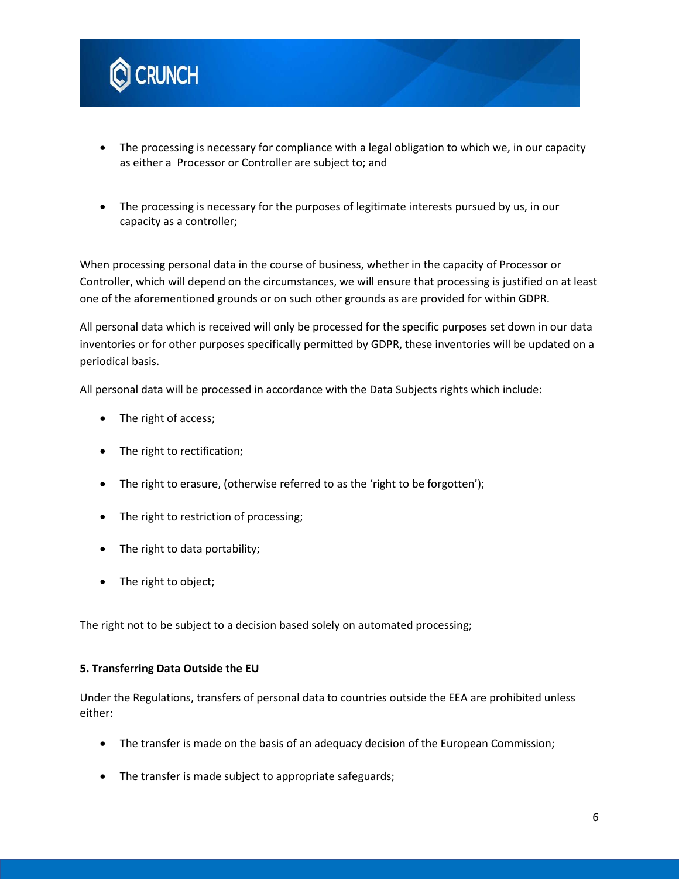- The processing is necessary for compliance with a legal obligation to which we, in our capacity as either a Processor or Controller are subject to; and

- The processing is necessary for the purposes of legitimate interests pursued by us, in our capacity as a controller;

When processing personal data in the course of business, whether in the capacity of Processor or Controller, which will depend on the circumstances, we will ensure that processing is justified on at least one of the aforementioned grounds or on such other grounds as are provided for within GDPR.

All personal data which is received will only be processed for the specific purposes set down in our data inventories or for other purposes specifically permitted by GDPR, these inventories will be updated on a periodical basis.

All personal data will be processed in accordance with the Data Subjects rights which include:

- The right of access;
- The right to rectification;
- The right to erasure, (otherwise referred to as the 'right to be forgotten');
- The right to restriction of processing;
- The right to data portability;
- The right to object;

The right not to be subject to a decision based solely on automated processing;

**5. Transferring Data Outside the EU**

Under the Regulations, transfers of personal data to countries outside the EEA are prohibited unless either:

- The transfer is made on the basis of an adequacy decision of the European Commission;
- The transfer is made subject to appropriate safeguards;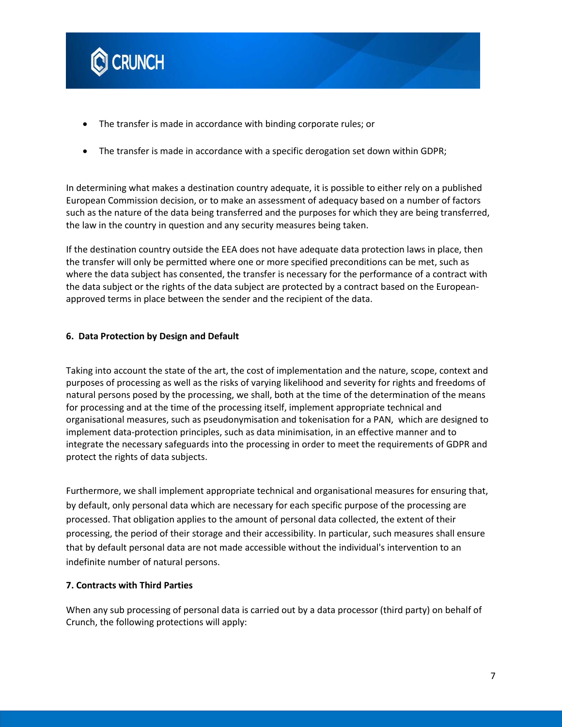- The transfer is made in accordance with binding corporate rules; or
- The transfer is made in accordance with a specific derogation set down within GDPR;

In determining what makes a destination country adequate, it is possible to either rely on a published European Commission decision, or to make an assessment of adequacy based on a number of factors such as the nature of the data being transferred and the purposes for which they are being transferred, the law in the country in question and any security measures being taken.

If the destination country outside the EEA does not have adequate data protection laws in place, then the transfer will only be permitted where one or more specified preconditions can be met, such as where the data subject has consented, the transfer is necessary for the performance of a contract with the data subject or the rights of the data subject are protected by a contract based on the European-approved terms in place between the sender and the recipient of the data.

**6. Data Protection by Design and Default**

Taking into account the state of the art, the cost of implementation and the nature, scope, context and purposes of processing as well as the risks of varying likelihood and severity for rights and freedoms of natural persons posed by the processing, we shall, both at the time of the determination of the means for processing and at the time of the processing itself, implement appropriate technical and organisational measures, such as pseudonymisation and tokenisation for a PAN, which are designed to implement data-protection principles, such as data minimisation, in an effective manner and to integrate the necessary safeguards into the processing in order to meet the requirements of GDPR and protect the rights of data subjects.

Furthermore, we shall implement appropriate technical and organisational measures for ensuring that, by default, only personal data which are necessary for each specific purpose of the processing are processed. That obligation applies to the amount of personal data collected, the extent of their processing, the period of their storage and their accessibility. In particular, such measures shall ensure that by default personal data are not made accessible without the individual's intervention to an indefinite number of natural persons.

**7. Contracts with Third Parties**

When any sub processing of personal data is carried out by a data processor (third party) on behalf of Crunch, the following protections will apply: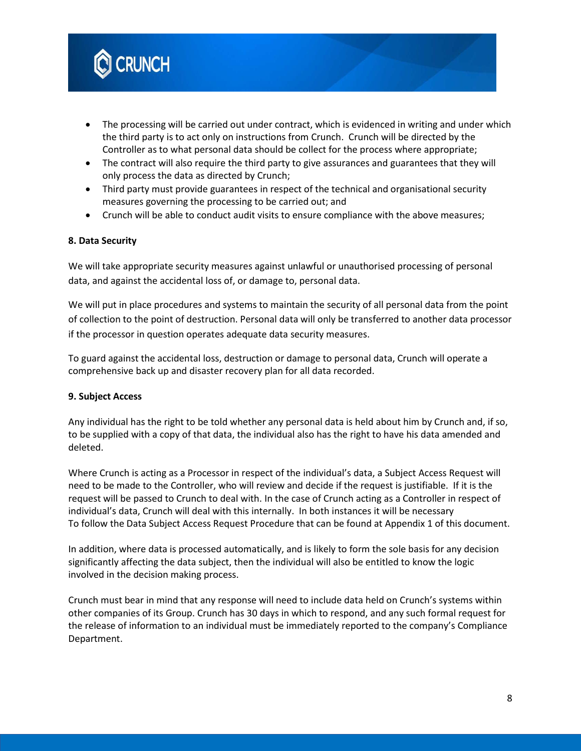- The processing will be carried out under contract, which is evidenced in writing and under which the third party is to act only on instructions from Crunch. Crunch will be directed by the Controller as to what personal data should be collect for the process where appropriate;
- The contract will also require the third party to give assurances and guarantees that they will only process the data as directed by Crunch;
- Third party must provide guarantees in respect of the technical and organisational security measures governing the processing to be carried out; and
- Crunch will be able to conduct audit visits to ensure compliance with the above measures;

**8. Data Security**

We will take appropriate security measures against unlawful or unauthorised processing of personal data, and against the accidental loss of, or damage to, personal data.

We will put in place procedures and systems to maintain the security of all personal data from the point of collection to the point of destruction. Personal data will only be transferred to another data processor if the processor in question operates adequate data security measures.

To guard against the accidental loss, destruction or damage to personal data, Crunch will operate a comprehensive back up and disaster recovery plan for all data recorded.

**9. Subject Access**

Any individual has the right to be told whether any personal data is held about him by Crunch and, if so, to be supplied with a copy of that data, the individual also has the right to have his data amended and deleted.

Where Crunch is acting as a Processor in respect of the individual's data, a Subject Access Request will need to be made to the Controller, who will review and decide if the request is justifiable. If it is the request will be passed to Crunch to deal with. In the case of Crunch acting as a Controller in respect of individual's data, Crunch will deal with this internally. In both instances it will be necessary To follow the Data Subject Access Request Procedure that can be found at Appendix 1 of this document.

In addition, where data is processed automatically, and is likely to form the sole basis for any decision significantly affecting the data subject, then the individual will also be entitled to know the logic involved in the decision making process.

Crunch must bear in mind that any response will need to include data held on Crunch's systems within other companies of its Group. Crunch has 30 days in which to respond, and any such formal request for the release of information to an individual must be immediately reported to the company's Compliance Department.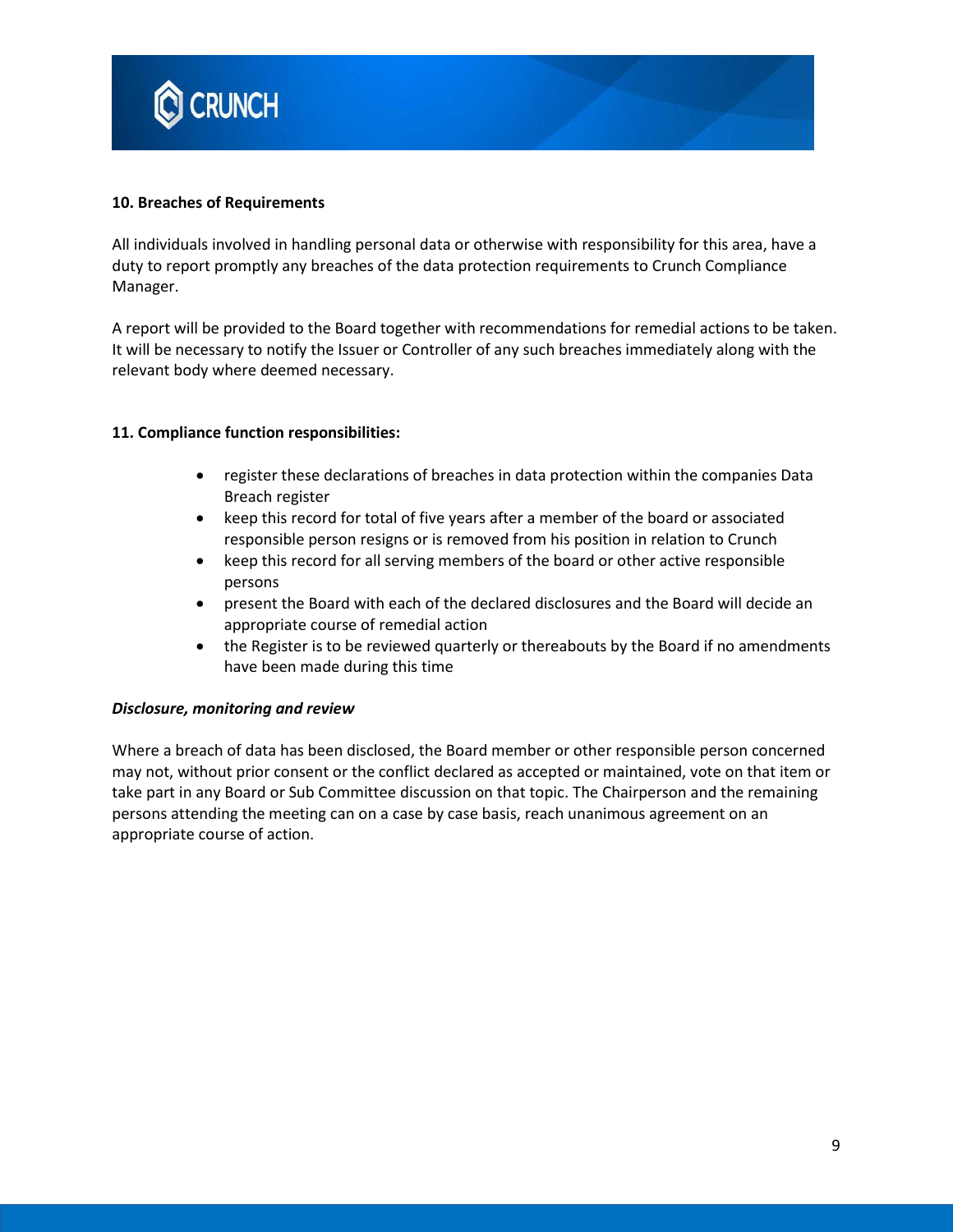**10. Breaches of Requirements**

All individuals involved in handling personal data or otherwise with responsibility for this area, have a duty to report promptly any breaches of the data protection requirements to Crunch Compliance Manager.

A report will be provided to the Board together with recommendations for remedial actions to be taken. It will be necessary to notify the Issuer or Controller of any such breaches immediately along with the relevant body where deemed necessary.

**11. Compliance function responsibilities:**

- register these declarations of breaches in data protection within the companies Data Breach register
- keep this record for total of five years after a member of the board or associated responsible person resigns or is removed from his position in relation to Crunch
- keep this record for all serving members of the board or other active responsible persons
- present the Board with each of the declared disclosures and the Board will decide an appropriate course of remedial action
- the Register is to be reviewed quarterly or thereabouts by the Board if no amendments have been made during this time

***Disclosure, monitoring and review***

Where a breach of data has been disclosed, the Board member or other responsible person concerned may not, without prior consent or the conflict declared as accepted or maintained, vote on that item or take part in any Board or Sub Committee discussion on that topic. The Chairperson and the remaining persons attending the meeting can on a case by case basis, reach unanimous agreement on an appropriate course of action.